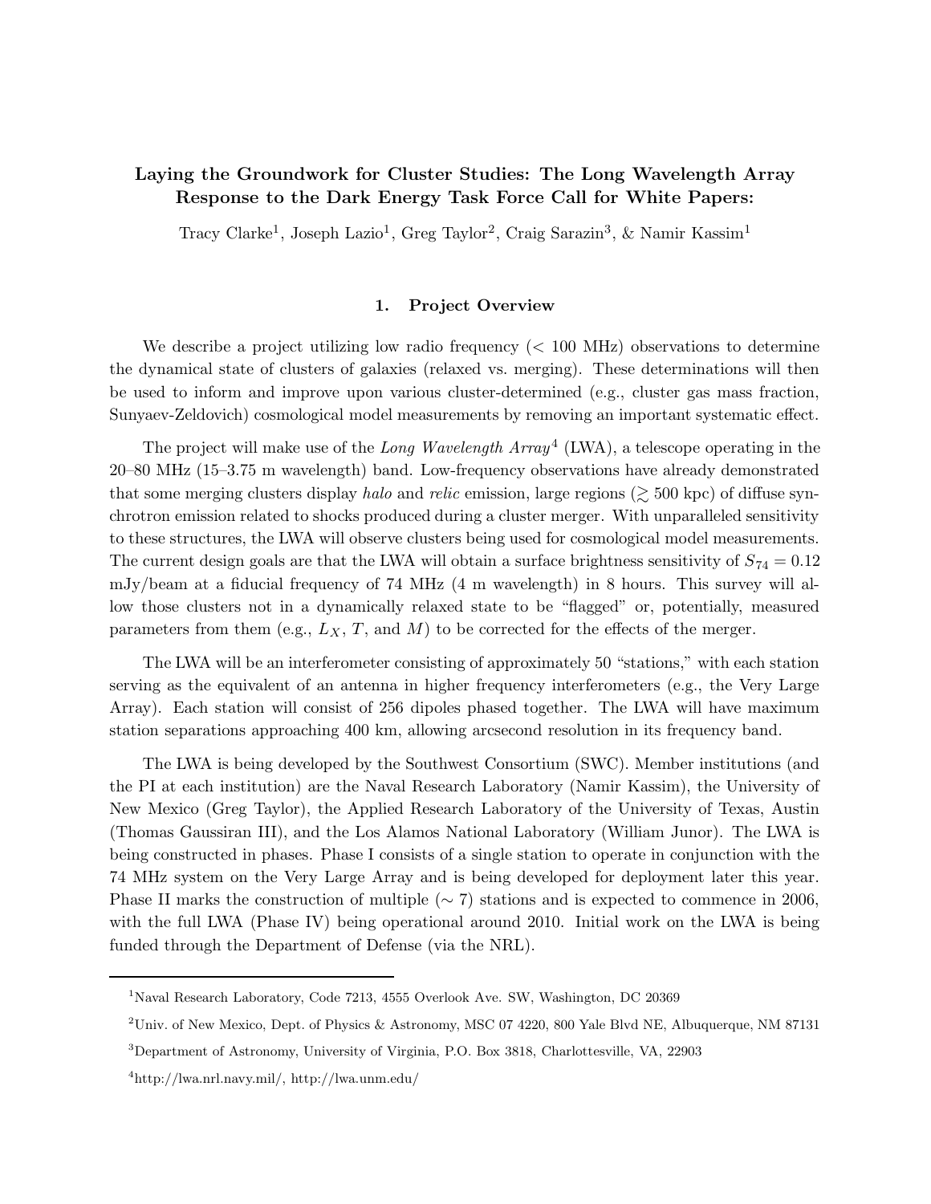# Laying the Groundwork for Cluster Studies: The Long Wavelength Array Response to the Dark Energy Task Force Call for White Papers:

Tracy Clarke[1], Joseph Lazio[1], Greg Taylor[2], Craig Sarazin[3], & Namir Kassim[1]

## 1. Project Overview

We describe a project utilizing low radio frequency (< 100 MHz) observations to determine the dynamical state of clusters of galaxies (relaxed vs. merging). These determinations will then be used to inform and improve upon various cluster-determined (e.g., cluster gas mass fraction, Sunyaev-Zeldovich) cosmological model measurements by removing an important systematic effect.

The project will make use of the *Long Wavelength Array*[4] (LWA), a telescope operating in the 20–80 MHz (15–3.75 m wavelength) band. Low-frequency observations have already demonstrated that some merging clusters display *halo* and *relic* emission, large regions ($\gtrsim 500$ kpc) of diffuse synchrotron emission related to shocks produced during a cluster merger. With unparalleled sensitivity to these structures, the LWA will observe clusters being used for cosmological model measurements. The current design goals are that the LWA will obtain a surface brightness sensitivity of $S_{74} = 0.12$ mJy/beam at a fiducial frequency of 74 MHz (4 m wavelength) in 8 hours. This survey will allow those clusters not in a dynamically relaxed state to be "flagged" or, potentially, measured parameters from them (e.g., $L_X$, $T$, and $M$) to be corrected for the effects of the merger.

The LWA will be an interferometer consisting of approximately 50 "stations," with each station serving as the equivalent of an antenna in higher frequency interferometers (e.g., the Very Large Array). Each station will consist of 256 dipoles phased together. The LWA will have maximum station separations approaching 400 km, allowing arcsecond resolution in its frequency band.

The LWA is being developed by the Southwest Consortium (SWC). Member institutions (and the PI at each institution) are the Naval Research Laboratory (Namir Kassim), the University of New Mexico (Greg Taylor), the Applied Research Laboratory of the University of Texas, Austin (Thomas Gaussiran III), and the Los Alamos National Laboratory (William Junor). The LWA is being constructed in phases. Phase I consists of a single station to operate in conjunction with the 74 MHz system on the Very Large Array and is being developed for deployment later this year. Phase II marks the construction of multiple ($\sim 7$) stations and is expected to commence in 2006, with the full LWA (Phase IV) being operational around 2010. Initial work on the LWA is being funded through the Department of Defense (via the NRL).

---

[1]Naval Research Laboratory, Code 7213, 4555 Overlook Ave. SW, Washington, DC 20369

[2]Univ. of New Mexico, Dept. of Physics & Astronomy, MSC 07 4220, 800 Yale Blvd NE, Albuquerque, NM 87131

[3]Department of Astronomy, University of Virginia, P.O. Box 3818, Charlottesville, VA, 22903

[4]http://lwa.nrl.navy.mil/, http://lwa.unm.edu/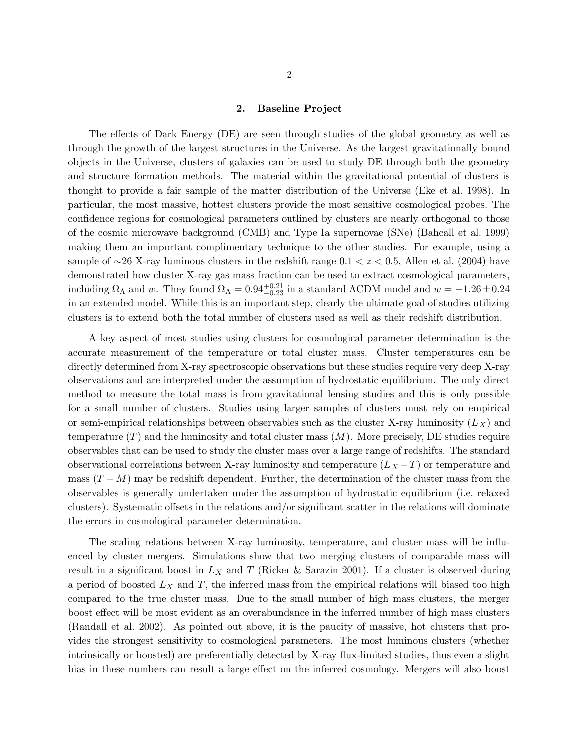## 2. Baseline Project

The effects of Dark Energy (DE) are seen through studies of the global geometry as well as through the growth of the largest structures in the Universe. As the largest gravitationally bound objects in the Universe, clusters of galaxies can be used to study DE through both the geometry and structure formation methods. The material within the gravitational potential of clusters is thought to provide a fair sample of the matter distribution of the Universe (Eke et al. 1998). In particular, the most massive, hottest clusters provide the most sensitive cosmological probes. The confidence regions for cosmological parameters outlined by clusters are nearly orthogonal to those of the cosmic microwave background (CMB) and Type Ia supernovae (SNe) (Bahcall et al. 1999) making them an important complimentary technique to the other studies. For example, using a sample of ∼26 X-ray luminous clusters in the redshift range $0.1 < z < 0.5$, Allen et al. (2004) have demonstrated how cluster X-ray gas mass fraction can be used to extract cosmological parameters, including $\Omega_\Lambda$ and $w$. They found $\Omega_\Lambda = 0.94^{+0.21}_{-0.23}$ in a standard ΛCDM model and $w = -1.26 \pm 0.24$ in an extended model. While this is an important step, clearly the ultimate goal of studies utilizing clusters is to extend both the total number of clusters used as well as their redshift distribution.

A key aspect of most studies using clusters for cosmological parameter determination is the accurate measurement of the temperature or total cluster mass. Cluster temperatures can be directly determined from X-ray spectroscopic observations but these studies require very deep X-ray observations and are interpreted under the assumption of hydrostatic equilibrium. The only direct method to measure the total mass is from gravitational lensing studies and this is only possible for a small number of clusters. Studies using larger samples of clusters must rely on empirical or semi-empirical relationships between observables such as the cluster X-ray luminosity ($L_X$) and temperature ($T$) and the luminosity and total cluster mass ($M$). More precisely, DE studies require observables that can be used to study the cluster mass over a large range of redshifts. The standard observational correlations between X-ray luminosity and temperature ($L_X - T$) or temperature and mass ($T - M$) may be redshift dependent. Further, the determination of the cluster mass from the observables is generally undertaken under the assumption of hydrostatic equilibrium (i.e. relaxed clusters). Systematic offsets in the relations and/or significant scatter in the relations will dominate the errors in cosmological parameter determination.

The scaling relations between X-ray luminosity, temperature, and cluster mass will be influenced by cluster mergers. Simulations show that two merging clusters of comparable mass will result in a significant boost in $L_X$ and $T$ (Ricker & Sarazin 2001). If a cluster is observed during a period of boosted $L_X$ and $T$, the inferred mass from the empirical relations will biased too high compared to the true cluster mass. Due to the small number of high mass clusters, the merger boost effect will be most evident as an overabundance in the inferred number of high mass clusters (Randall et al. 2002). As pointed out above, it is the paucity of massive, hot clusters that provides the strongest sensitivity to cosmological parameters. The most luminous clusters (whether intrinsically or boosted) are preferentially detected by X-ray flux-limited studies, thus even a slight bias in these numbers can result a large effect on the inferred cosmology. Mergers will also boost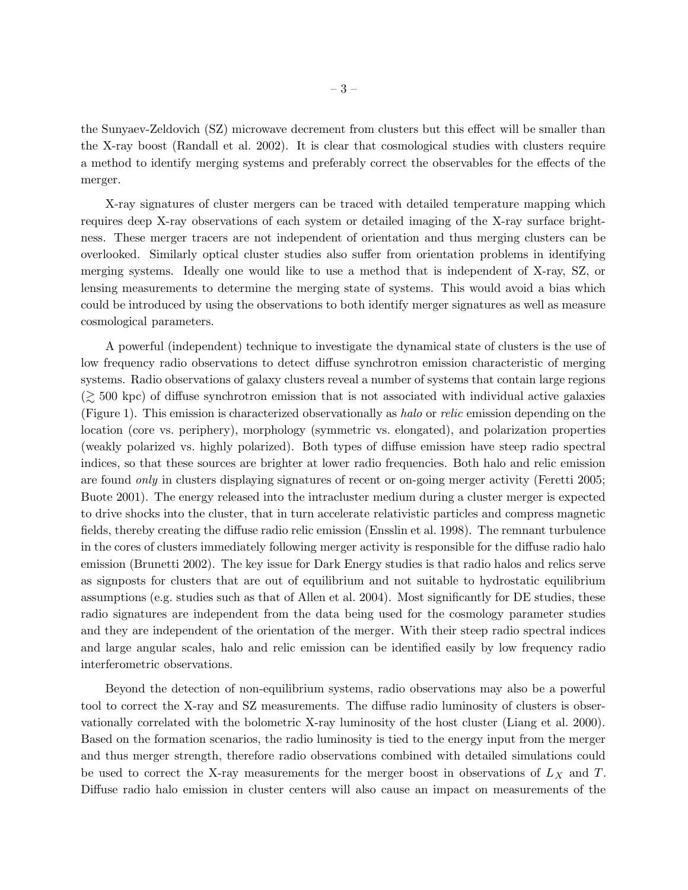the Sunyaev-Zeldovich (SZ) microwave decrement from clusters but this effect will be smaller than the X-ray boost (Randall et al. 2002). It is clear that cosmological studies with clusters require a method to identify merging systems and preferably correct the observables for the effects of the merger.

X-ray signatures of cluster mergers can be traced with detailed temperature mapping which requires deep X-ray observations of each system or detailed imaging of the X-ray surface brightness. These merger tracers are not independent of orientation and thus merging clusters can be overlooked. Similarly optical cluster studies also suffer from orientation problems in identifying merging systems. Ideally one would like to use a method that is independent of X-ray, SZ, or lensing measurements to determine the merging state of systems. This would avoid a bias which could be introduced by using the observations to both identify merger signatures as well as measure cosmological parameters.

A powerful (independent) technique to investigate the dynamical state of clusters is the use of low frequency radio observations to detect diffuse synchrotron emission characteristic of merging systems. Radio observations of galaxy clusters reveal a number of systems that contain large regions ($\gtrsim$ 500 kpc) of diffuse synchrotron emission that is not associated with individual active galaxies (Figure 1). This emission is characterized observationally as *halo* or *relic* emission depending on the location (core vs. periphery), morphology (symmetric vs. elongated), and polarization properties (weakly polarized vs. highly polarized). Both types of diffuse emission have steep radio spectral indices, so that these sources are brighter at lower radio frequencies. Both halo and relic emission are found *only* in clusters displaying signatures of recent or on-going merger activity (Feretti 2005; Buote 2001). The energy released into the intracluster medium during a cluster merger is expected to drive shocks into the cluster, that in turn accelerate relativistic particles and compress magnetic fields, thereby creating the diffuse radio relic emission (Ensslin et al. 1998). The remnant turbulence in the cores of clusters immediately following merger activity is responsible for the diffuse radio halo emission (Brunetti 2002). The key issue for Dark Energy studies is that radio halos and relics serve as signposts for clusters that are out of equilibrium and not suitable to hydrostatic equilibrium assumptions (e.g. studies such as that of Allen et al. 2004). Most significantly for DE studies, these radio signatures are independent from the data being used for the cosmology parameter studies and they are independent of the orientation of the merger. With their steep radio spectral indices and large angular scales, halo and relic emission can be identified easily by low frequency radio interferometric observations.

Beyond the detection of non-equilibrium systems, radio observations may also be a powerful tool to correct the X-ray and SZ measurements. The diffuse radio luminosity of clusters is observationally correlated with the bolometric X-ray luminosity of the host cluster (Liang et al. 2000). Based on the formation scenarios, the radio luminosity is tied to the energy input from the merger and thus merger strength, therefore radio observations combined with detailed simulations could be used to correct the X-ray measurements for the merger boost in observations of $L_X$ and $T$. Diffuse radio halo emission in cluster centers will also cause an impact on measurements of the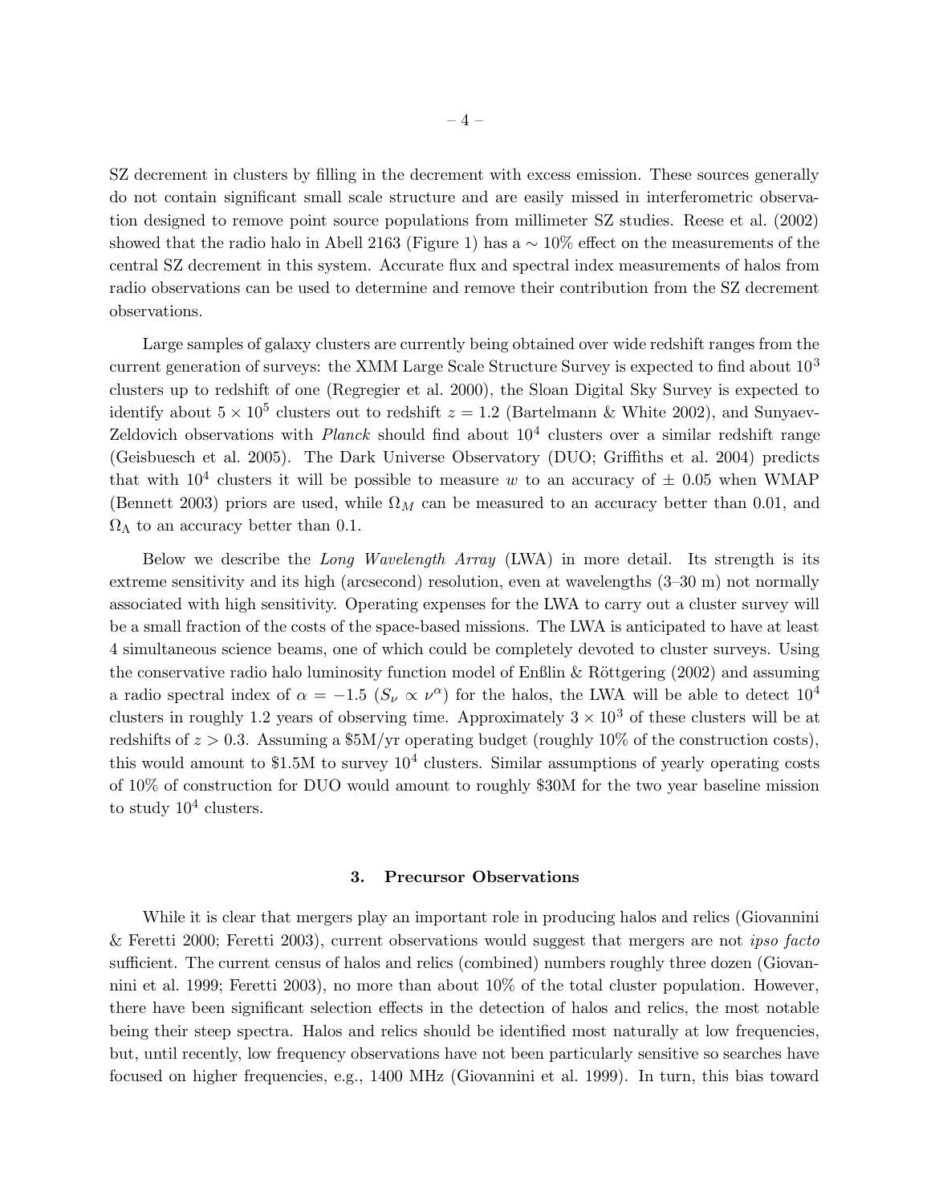SZ decrement in clusters by filling in the decrement with excess emission. These sources generally do not contain significant small scale structure and are easily missed in interferometric observation designed to remove point source populations from millimeter SZ studies. Reese et al. (2002) showed that the radio halo in Abell 2163 (Figure 1) has a $\sim 10\%$ effect on the measurements of the central SZ decrement in this system. Accurate flux and spectral index measurements of halos from radio observations can be used to determine and remove their contribution from the SZ decrement observations.

Large samples of galaxy clusters are currently being obtained over wide redshift ranges from the current generation of surveys: the XMM Large Scale Structure Survey is expected to find about $10^3$ clusters up to redshift of one (Regregier et al. 2000), the Sloan Digital Sky Survey is expected to identify about $5 \times 10^5$ clusters out to redshift $z = 1.2$ (Bartelmann & White 2002), and Sunyaev-Zeldovich observations with *Planck* should find about $10^4$ clusters over a similar redshift range (Geisbuesch et al. 2005). The Dark Universe Observatory (DUO; Griffiths et al. 2004) predicts that with $10^4$ clusters it will be possible to measure $w$ to an accuracy of $\pm$ 0.05 when WMAP (Bennett 2003) priors are used, while $\Omega_M$ can be measured to an accuracy better than 0.01, and $\Omega_\Lambda$ to an accuracy better than 0.1.

Below we describe the *Long Wavelength Array* (LWA) in more detail. Its strength is its extreme sensitivity and its high (arcsecond) resolution, even at wavelengths (3–30 m) not normally associated with high sensitivity. Operating expenses for the LWA to carry out a cluster survey will be a small fraction of the costs of the space-based missions. The LWA is anticipated to have at least 4 simultaneous science beams, one of which could be completely devoted to cluster surveys. Using the conservative radio halo luminosity function model of Enßlin & Röttgering (2002) and assuming a radio spectral index of $\alpha = -1.5$ ($S_\nu \propto \nu^\alpha$) for the halos, the LWA will be able to detect $10^4$ clusters in roughly 1.2 years of observing time. Approximately $3 \times 10^3$ of these clusters will be at redshifts of $z > 0.3$. Assuming a \$5M/yr operating budget (roughly 10% of the construction costs), this would amount to \$1.5M to survey $10^4$ clusters. Similar assumptions of yearly operating costs of 10% of construction for DUO would amount to roughly \$30M for the two year baseline mission to study $10^4$ clusters.

## 3. Precursor Observations

While it is clear that mergers play an important role in producing halos and relics (Giovannini & Feretti 2000; Feretti 2003), current observations would suggest that mergers are not *ipso facto* sufficient. The current census of halos and relics (combined) numbers roughly three dozen (Giovannini et al. 1999; Feretti 2003), no more than about 10% of the total cluster population. However, there have been significant selection effects in the detection of halos and relics, the most notable being their steep spectra. Halos and relics should be identified most naturally at low frequencies, but, until recently, low frequency observations have not been particularly sensitive so searches have focused on higher frequencies, e.g., 1400 MHz (Giovannini et al. 1999). In turn, this bias toward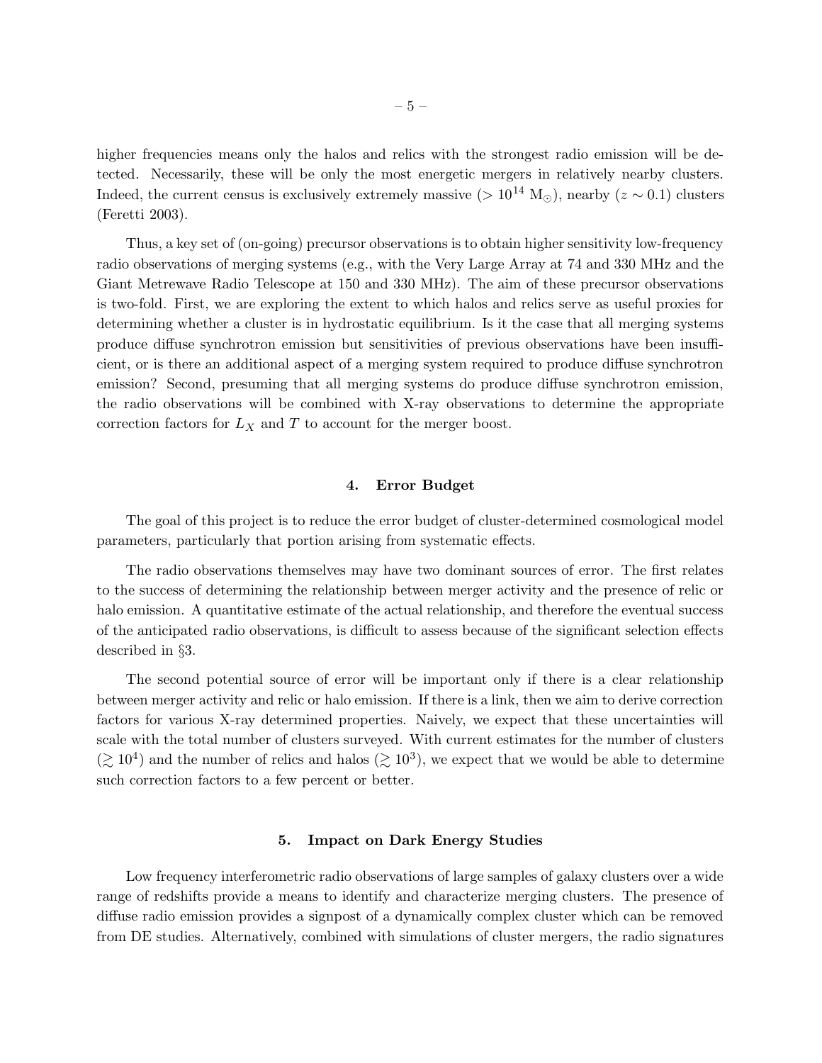higher frequencies means only the halos and relics with the strongest radio emission will be detected. Necessarily, these will be only the most energetic mergers in relatively nearby clusters. Indeed, the current census is exclusively extremely massive ($> 10^{14}$ M$_\odot$), nearby ($z \sim 0.1$) clusters (Feretti 2003).

Thus, a key set of (on-going) precursor observations is to obtain higher sensitivity low-frequency radio observations of merging systems (e.g., with the Very Large Array at 74 and 330 MHz and the Giant Metrewave Radio Telescope at 150 and 330 MHz). The aim of these precursor observations is two-fold. First, we are exploring the extent to which halos and relics serve as useful proxies for determining whether a cluster is in hydrostatic equilibrium. Is it the case that all merging systems produce diffuse synchrotron emission but sensitivities of previous observations have been insufficient, or is there an additional aspect of a merging system required to produce diffuse synchrotron emission? Second, presuming that all merging systems do produce diffuse synchrotron emission, the radio observations will be combined with X-ray observations to determine the appropriate correction factors for $L_X$ and $T$ to account for the merger boost.

## 4. Error Budget

The goal of this project is to reduce the error budget of cluster-determined cosmological model parameters, particularly that portion arising from systematic effects.

The radio observations themselves may have two dominant sources of error. The first relates to the success of determining the relationship between merger activity and the presence of relic or halo emission. A quantitative estimate of the actual relationship, and therefore the eventual success of the anticipated radio observations, is difficult to assess because of the significant selection effects described in §3.

The second potential source of error will be important only if there is a clear relationship between merger activity and relic or halo emission. If there is a link, then we aim to derive correction factors for various X-ray determined properties. Naively, we expect that these uncertainties will scale with the total number of clusters surveyed. With current estimates for the number of clusters ($\gtrsim 10^4$) and the number of relics and halos ($\gtrsim 10^3$), we expect that we would be able to determine such correction factors to a few percent or better.

## 5. Impact on Dark Energy Studies

Low frequency interferometric radio observations of large samples of galaxy clusters over a wide range of redshifts provide a means to identify and characterize merging clusters. The presence of diffuse radio emission provides a signpost of a dynamically complex cluster which can be removed from DE studies. Alternatively, combined with simulations of cluster mergers, the radio signatures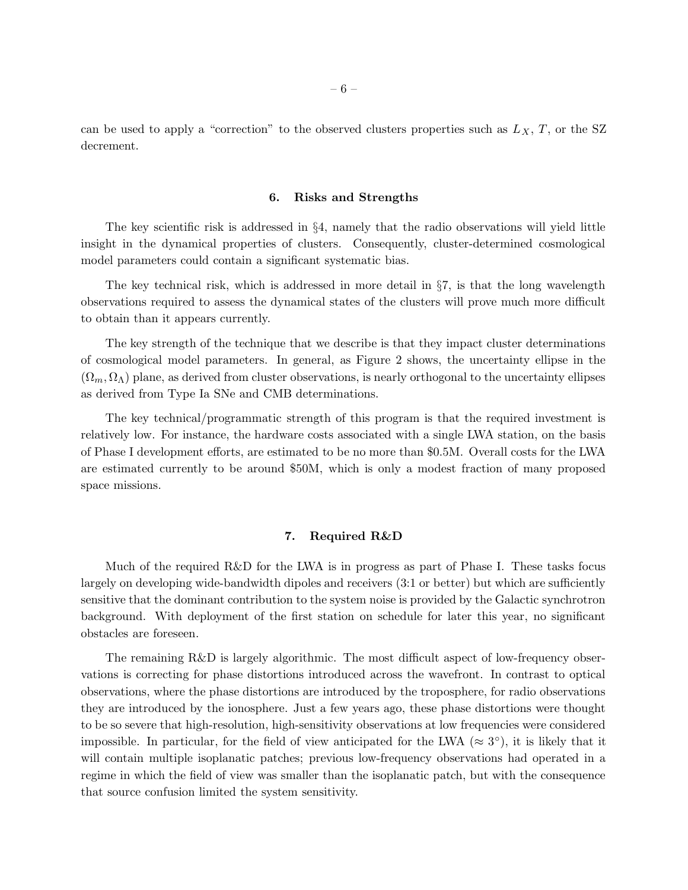can be used to apply a "correction" to the observed clusters properties such as $L_X$, $T$, or the SZ decrement.

## 6. Risks and Strengths

The key scientific risk is addressed in §4, namely that the radio observations will yield little insight in the dynamical properties of clusters. Consequently, cluster-determined cosmological model parameters could contain a significant systematic bias.

The key technical risk, which is addressed in more detail in §7, is that the long wavelength observations required to assess the dynamical states of the clusters will prove much more difficult to obtain than it appears currently.

The key strength of the technique that we describe is that they impact cluster determinations of cosmological model parameters. In general, as Figure 2 shows, the uncertainty ellipse in the $(\Omega_m, \Omega_\Lambda)$ plane, as derived from cluster observations, is nearly orthogonal to the uncertainty ellipses as derived from Type Ia SNe and CMB determinations.

The key technical/programmatic strength of this program is that the required investment is relatively low. For instance, the hardware costs associated with a single LWA station, on the basis of Phase I development efforts, are estimated to be no more than \$0.5M. Overall costs for the LWA are estimated currently to be around \$50M, which is only a modest fraction of many proposed space missions.

## 7. Required R&D

Much of the required R&D for the LWA is in progress as part of Phase I. These tasks focus largely on developing wide-bandwidth dipoles and receivers (3:1 or better) but which are sufficiently sensitive that the dominant contribution to the system noise is provided by the Galactic synchrotron background. With deployment of the first station on schedule for later this year, no significant obstacles are foreseen.

The remaining R&D is largely algorithmic. The most difficult aspect of low-frequency observations is correcting for phase distortions introduced across the wavefront. In contrast to optical observations, where the phase distortions are introduced by the troposphere, for radio observations they are introduced by the ionosphere. Just a few years ago, these phase distortions were thought to be so severe that high-resolution, high-sensitivity observations at low frequencies were considered impossible. In particular, for the field of view anticipated for the LWA ($\approx 3^\circ$), it is likely that it will contain multiple isoplanatic patches; previous low-frequency observations had operated in a regime in which the field of view was smaller than the isoplanatic patch, but with the consequence that source confusion limited the system sensitivity.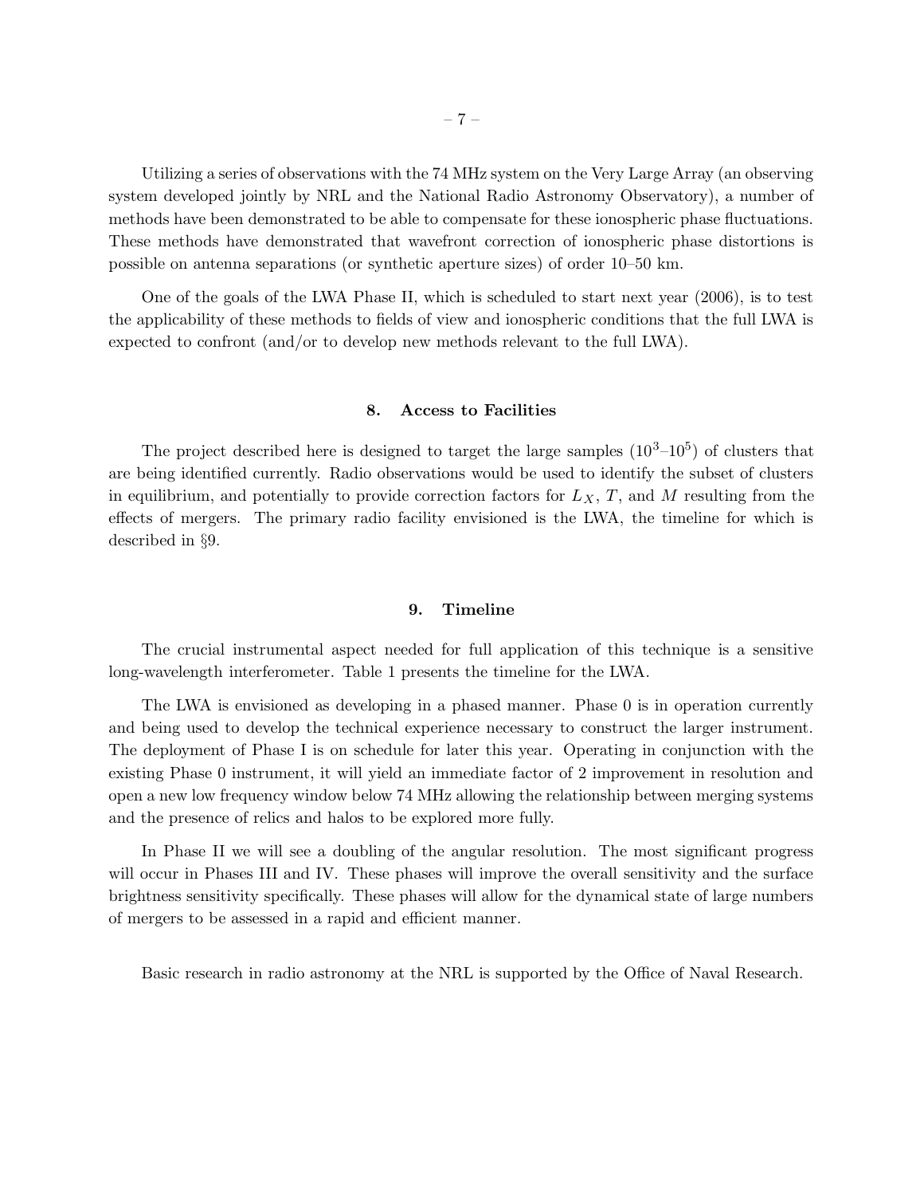Utilizing a series of observations with the 74 MHz system on the Very Large Array (an observing system developed jointly by NRL and the National Radio Astronomy Observatory), a number of methods have been demonstrated to be able to compensate for these ionospheric phase fluctuations. These methods have demonstrated that wavefront correction of ionospheric phase distortions is possible on antenna separations (or synthetic aperture sizes) of order 10–50 km.

One of the goals of the LWA Phase II, which is scheduled to start next year (2006), is to test the applicability of these methods to fields of view and ionospheric conditions that the full LWA is expected to confront (and/or to develop new methods relevant to the full LWA).

## 8. Access to Facilities

The project described here is designed to target the large samples ($10^3$–$10^5$) of clusters that are being identified currently. Radio observations would be used to identify the subset of clusters in equilibrium, and potentially to provide correction factors for $L_X$, $T$, and $M$ resulting from the effects of mergers. The primary radio facility envisioned is the LWA, the timeline for which is described in §9.

## 9. Timeline

The crucial instrumental aspect needed for full application of this technique is a sensitive long-wavelength interferometer. Table 1 presents the timeline for the LWA.

The LWA is envisioned as developing in a phased manner. Phase 0 is in operation currently and being used to develop the technical experience necessary to construct the larger instrument. The deployment of Phase I is on schedule for later this year. Operating in conjunction with the existing Phase 0 instrument, it will yield an immediate factor of 2 improvement in resolution and open a new low frequency window below 74 MHz allowing the relationship between merging systems and the presence of relics and halos to be explored more fully.

In Phase II we will see a doubling of the angular resolution. The most significant progress will occur in Phases III and IV. These phases will improve the overall sensitivity and the surface brightness sensitivity specifically. These phases will allow for the dynamical state of large numbers of mergers to be assessed in a rapid and efficient manner.

Basic research in radio astronomy at the NRL is supported by the Office of Naval Research.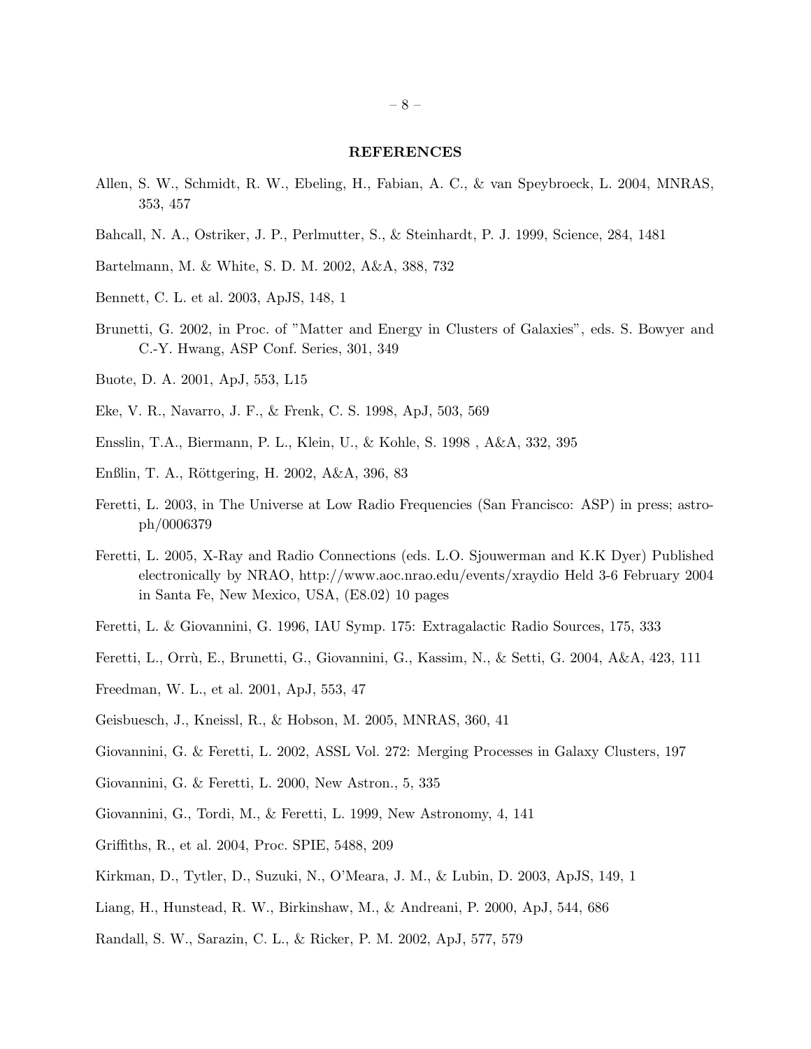## REFERENCES

Allen, S. W., Schmidt, R. W., Ebeling, H., Fabian, A. C., & van Speybroeck, L. 2004, MNRAS, 353, 457

Bahcall, N. A., Ostriker, J. P., Perlmutter, S., & Steinhardt, P. J. 1999, Science, 284, 1481

Bartelmann, M. & White, S. D. M. 2002, A&A, 388, 732

Bennett, C. L. et al. 2003, ApJS, 148, 1

Brunetti, G. 2002, in Proc. of "Matter and Energy in Clusters of Galaxies", eds. S. Bowyer and C.-Y. Hwang, ASP Conf. Series, 301, 349

Buote, D. A. 2001, ApJ, 553, L15

Eke, V. R., Navarro, J. F., & Frenk, C. S. 1998, ApJ, 503, 569

Ensslin, T.A., Biermann, P. L., Klein, U., & Kohle, S. 1998 , A&A, 332, 395

Enßlin, T. A., Röttgering, H. 2002, A&A, 396, 83

Feretti, L. 2003, in The Universe at Low Radio Frequencies (San Francisco: ASP) in press; astro-ph/0006379

Feretti, L. 2005, X-Ray and Radio Connections (eds. L.O. Sjouwerman and K.K Dyer) Published electronically by NRAO, http://www.aoc.nrao.edu/events/xraydio Held 3-6 February 2004 in Santa Fe, New Mexico, USA, (E8.02) 10 pages

Feretti, L. & Giovannini, G. 1996, IAU Symp. 175: Extragalactic Radio Sources, 175, 333

Feretti, L., Orrù, E., Brunetti, G., Giovannini, G., Kassim, N., & Setti, G. 2004, A&A, 423, 111

Freedman, W. L., et al. 2001, ApJ, 553, 47

Geisbuesch, J., Kneissl, R., & Hobson, M. 2005, MNRAS, 360, 41

Giovannini, G. & Feretti, L. 2002, ASSL Vol. 272: Merging Processes in Galaxy Clusters, 197

Giovannini, G. & Feretti, L. 2000, New Astron., 5, 335

Giovannini, G., Tordi, M., & Feretti, L. 1999, New Astronomy, 4, 141

Griffiths, R., et al. 2004, Proc. SPIE, 5488, 209

Kirkman, D., Tytler, D., Suzuki, N., O'Meara, J. M., & Lubin, D. 2003, ApJS, 149, 1

Liang, H., Hunstead, R. W., Birkinshaw, M., & Andreani, P. 2000, ApJ, 544, 686

Randall, S. W., Sarazin, C. L., & Ricker, P. M. 2002, ApJ, 577, 579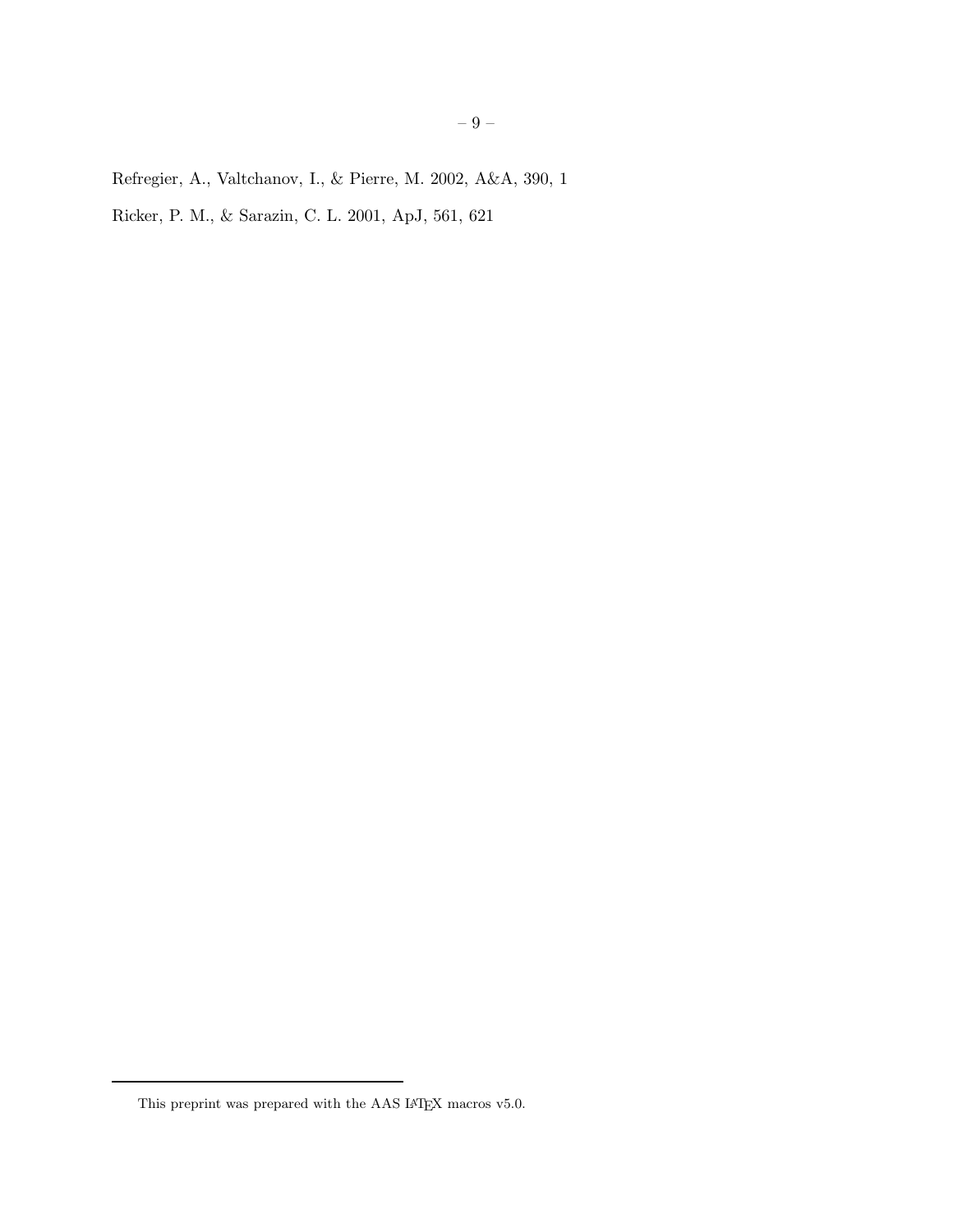Refregier, A., Valtchanov, I., & Pierre, M. 2002, A&A, 390, 1

Ricker, P. M., & Sarazin, C. L. 2001, ApJ, 561, 621

---

This preprint was prepared with the AAS LaTeX macros v5.0.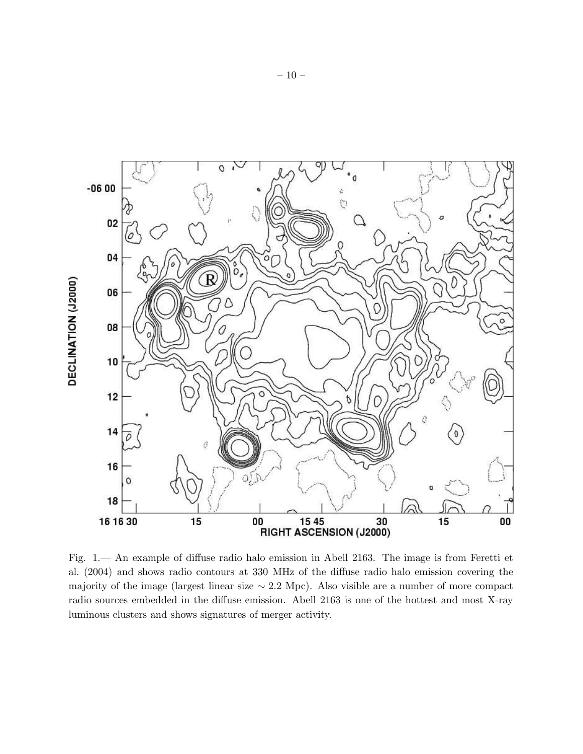Fig. 1.— An example of diffuse radio halo emission in Abell 2163. The image is from Feretti et al. (2004) and shows radio contours at 330 MHz of the diffuse radio halo emission covering the majority of the image (largest linear size $\sim 2.2$ Mpc). Also visible are a number of more compact radio sources embedded in the diffuse emission. Abell 2163 is one of the hottest and most X-ray luminous clusters and shows signatures of merger activity.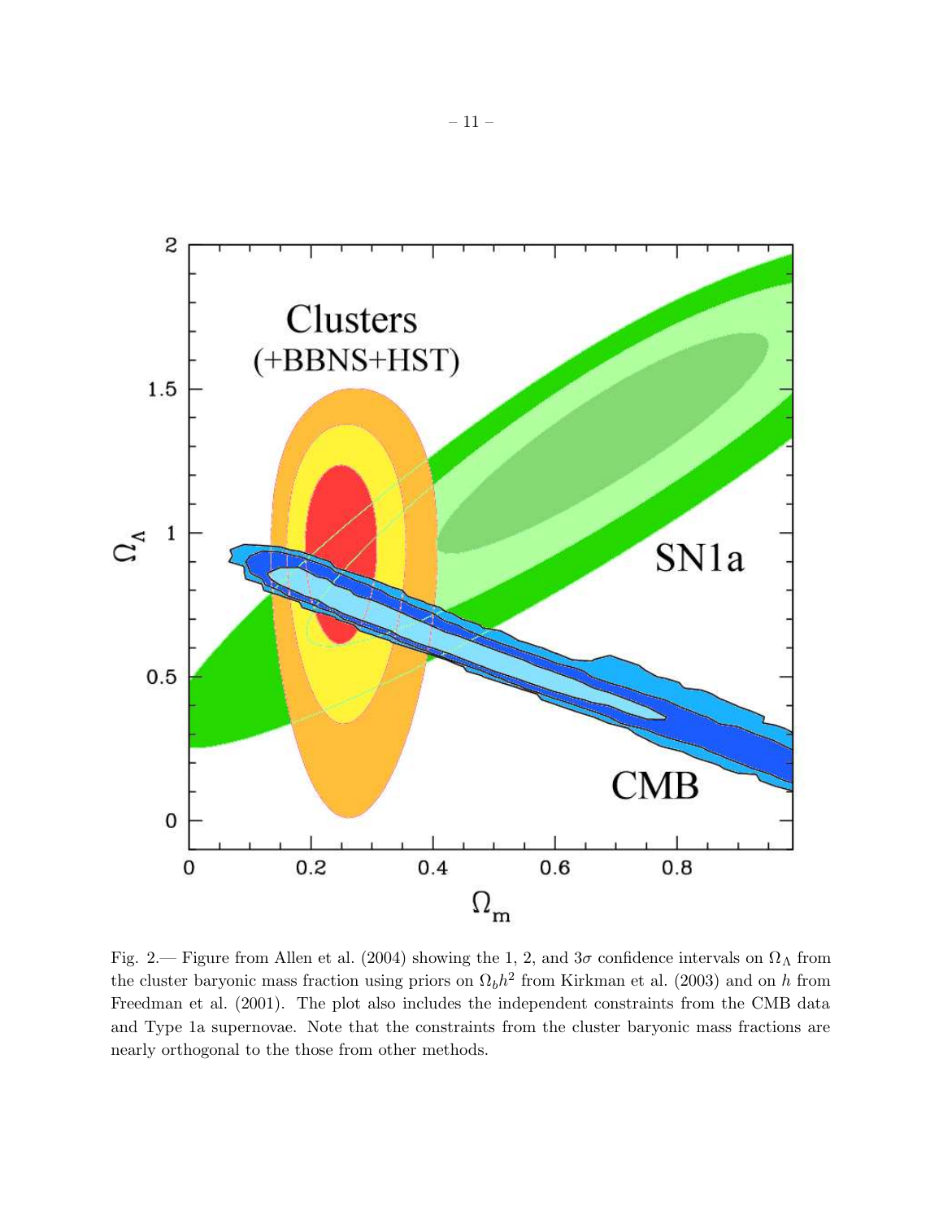Fig. 2.— Figure from Allen et al. (2004) showing the 1, 2, and $3\sigma$ confidence intervals on $\Omega_\Lambda$ from the cluster baryonic mass fraction using priors on $\Omega_b h^2$ from Kirkman et al. (2003) and on $h$ from Freedman et al. (2001). The plot also includes the independent constraints from the CMB data and Type 1a supernovae. Note that the constraints from the cluster baryonic mass fractions are nearly orthogonal to the those from other methods.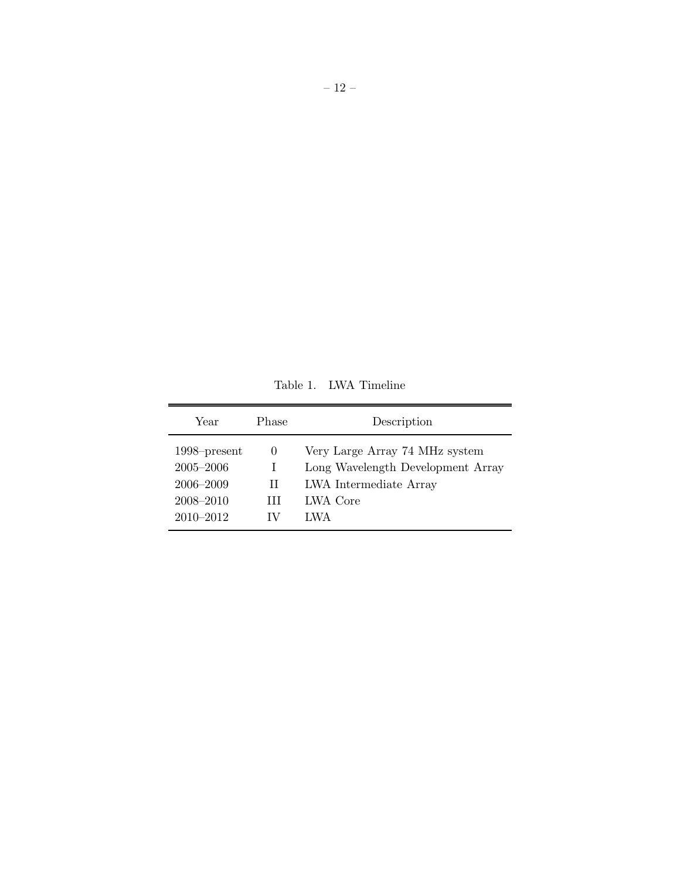Table 1. LWA Timeline

| Year | Phase | Description |
| --- | --- | --- |
| 1998–present | 0 | Very Large Array 74 MHz system |
| 2005–2006 | I | Long Wavelength Development Array |
| 2006–2009 | II | LWA Intermediate Array |
| 2008–2010 | III | LWA Core |
| 2010–2012 | IV | LWA |